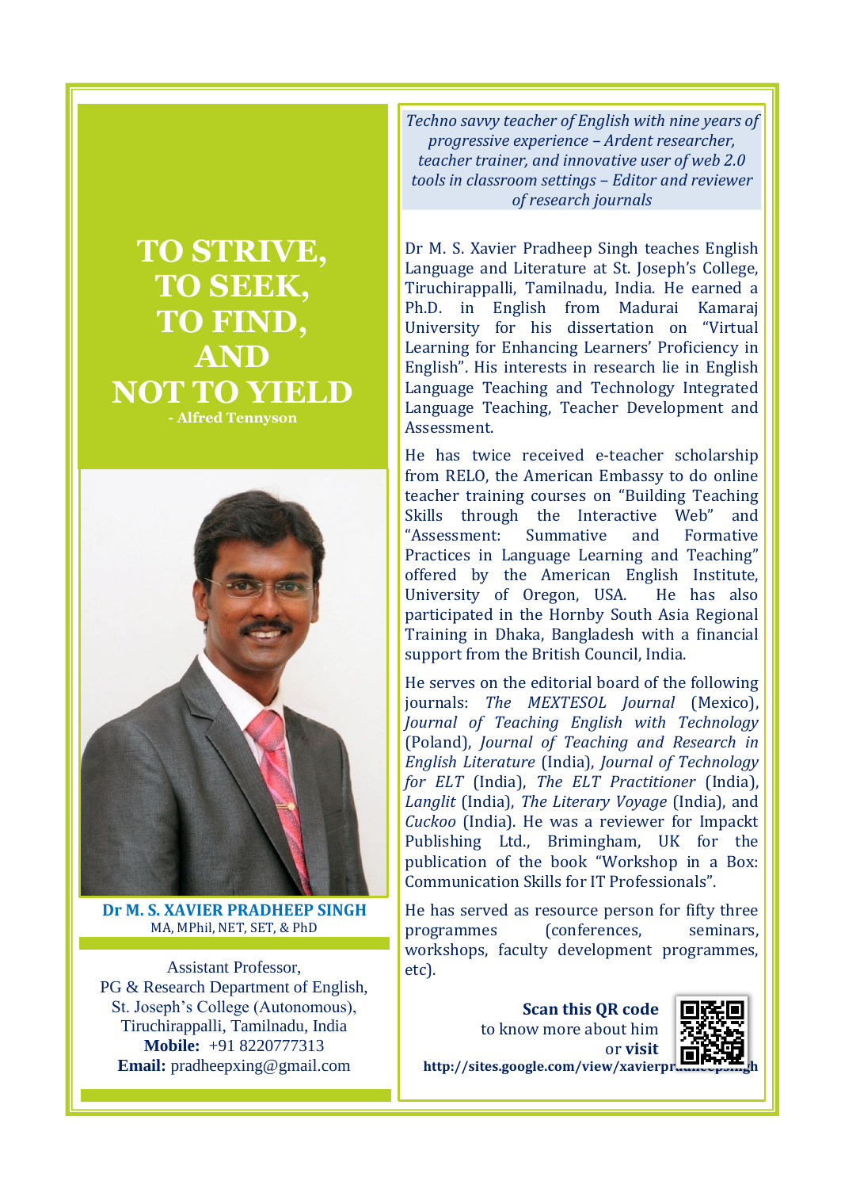# TO STRIVE, TO SEEK, TO FIND, AND NOT TO YIELD

**- Alfred Tennyson**

**Dr M. S. XAVIER PRADHEEP SINGH**
MA, MPhil, NET, SET, & PhD

Assistant Professor,
PG & Research Department of English,
St. Joseph's College (Autonomous),
Tiruchirappalli, Tamilnadu, India
**Mobile:** +91 8220777313
**Email:** pradheepxing@gmail.com

*Techno savvy teacher of English with nine years of progressive experience – Ardent researcher, teacher trainer, and innovative user of web 2.0 tools in classroom settings – Editor and reviewer of research journals*

Dr M. S. Xavier Pradheep Singh teaches English Language and Literature at St. Joseph's College, Tiruchirappalli, Tamilnadu, India. He earned a Ph.D. in English from Madurai Kamaraj University for his dissertation on "Virtual Learning for Enhancing Learners' Proficiency in English". His interests in research lie in English Language Teaching and Technology Integrated Language Teaching, Teacher Development and Assessment.

He has twice received e-teacher scholarship from RELO, the American Embassy to do online teacher training courses on "Building Teaching Skills through the Interactive Web" and "Assessment: Summative and Formative Practices in Language Learning and Teaching" offered by the American English Institute, University of Oregon, USA. He has also participated in the Hornby South Asia Regional Training in Dhaka, Bangladesh with a financial support from the British Council, India.

He serves on the editorial board of the following journals: *The MEXTESOL Journal* (Mexico), *Journal of Teaching English with Technology* (Poland), *Journal of Teaching and Research in English Literature* (India), *Journal of Technology for ELT* (India), *The ELT Practitioner* (India), *Langlit* (India), *The Literary Voyage* (India), and *Cuckoo* (India). He was a reviewer for Impackt Publishing Ltd., Brimingham, UK for the publication of the book "Workshop in a Box: Communication Skills for IT Professionals".

He has served as resource person for fifty three programmes (conferences, seminars, workshops, faculty development programmes, etc).

**Scan this QR code** to know more about him or **visit**
**http://sites.google.com/view/xavierpradheepsingh**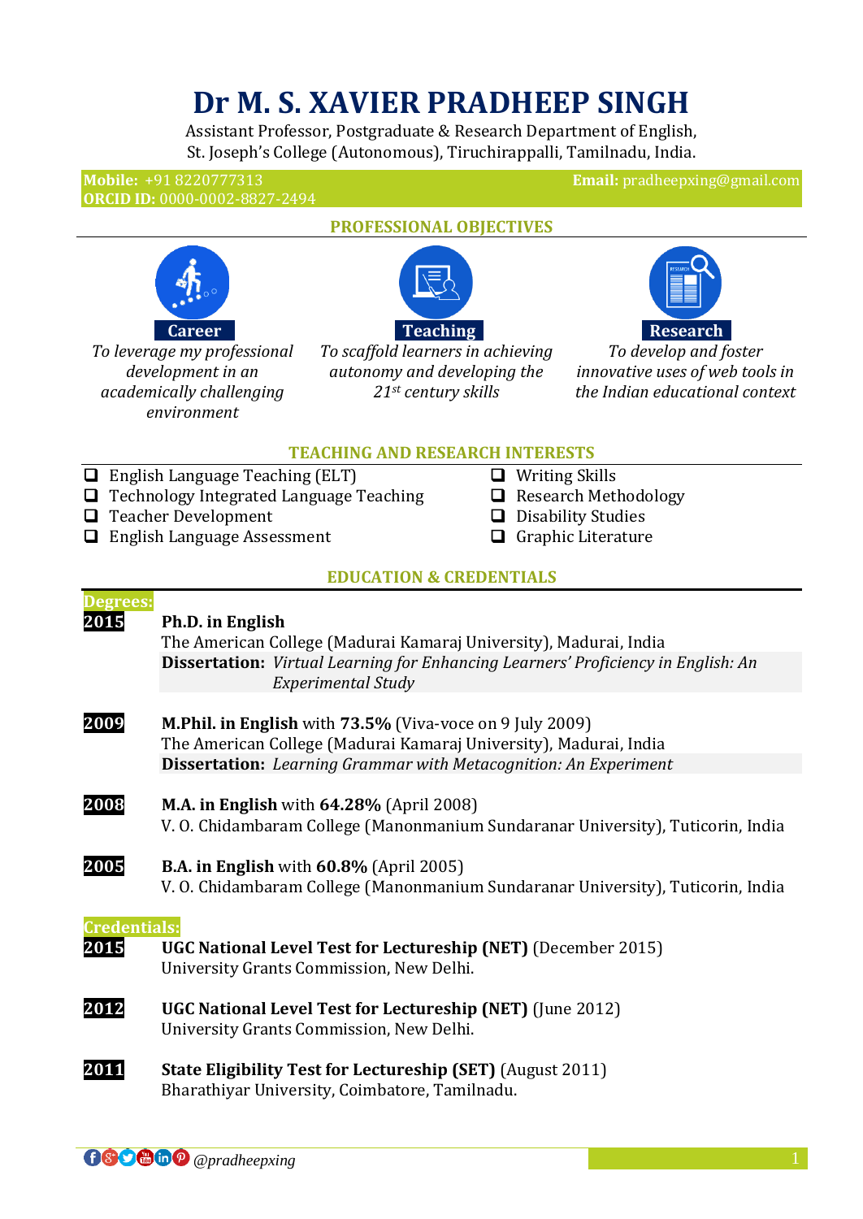# Dr M. S. XAVIER PRADHEEP SINGH

Assistant Professor, Postgraduate & Research Department of English,
St. Joseph's College (Autonomous), Tiruchirappalli, Tamilnadu, India.

**Mobile:** +91 8220777313
**ORCID ID:** 0000-0002-8827-2494
**Email:** pradheepxing@gmail.com

## PROFESSIONAL OBJECTIVES

**Career**
*To leverage my professional development in an academically challenging environment*

**Teaching**
*To scaffold learners in achieving autonomy and developing the 21st century skills*

**Research**
*To develop and foster innovative uses of web tools in the Indian educational context*

## TEACHING AND RESEARCH INTERESTS

- English Language Teaching (ELT)
- Technology Integrated Language Teaching
- Teacher Development
- English Language Assessment
- Writing Skills
- Research Methodology
- Disability Studies
- Graphic Literature

## EDUCATION & CREDENTIALS

### Degrees:

**2015** — **Ph.D. in English**
The American College (Madurai Kamaraj University), Madurai, India
**Dissertation:** *Virtual Learning for Enhancing Learners' Proficiency in English: An Experimental Study*

**2009** — **M.Phil. in English** with **73.5%** (Viva-voce on 9 July 2009)
The American College (Madurai Kamaraj University), Madurai, India
**Dissertation:** *Learning Grammar with Metacognition: An Experiment*

**2008** — **M.A. in English** with **64.28%** (April 2008)
V. O. Chidambaram College (Manonmanium Sundaranar University), Tuticorin, India

**2005** — **B.A. in English** with **60.8%** (April 2005)
V. O. Chidambaram College (Manonmanium Sundaranar University), Tuticorin, India

### Credentials:

**2015** — **UGC National Level Test for Lectureship (NET)** (December 2015)
University Grants Commission, New Delhi.

**2012** — **UGC National Level Test for Lectureship (NET)** (June 2012)
University Grants Commission, New Delhi.

**2011** — **State Eligibility Test for Lectureship (SET)** (August 2011)
Bharathiyar University, Coimbatore, Tamilnadu.

*@pradheepxing*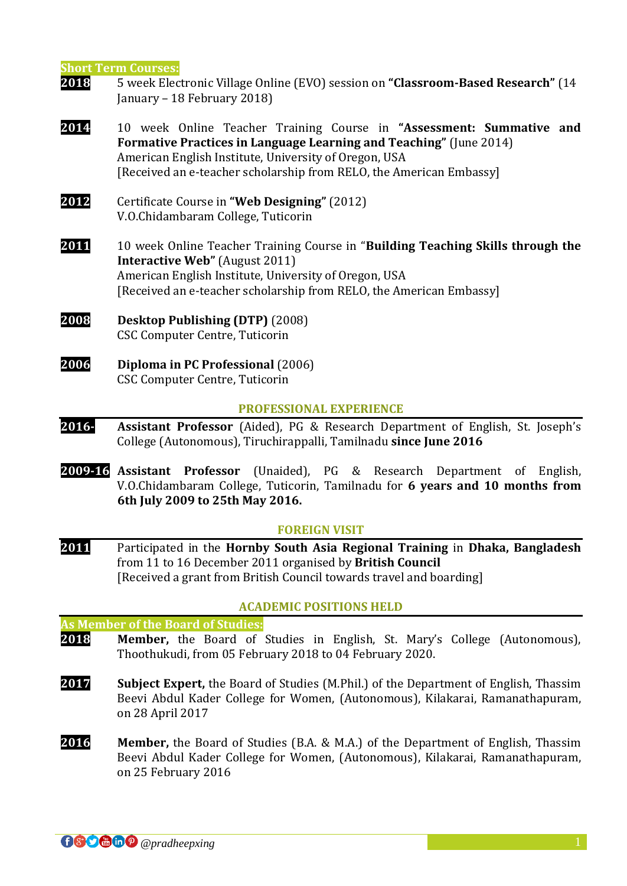**Short Term Courses:**

**2018** 5 week Electronic Village Online (EVO) session on **"Classroom-Based Research"** (14 January – 18 February 2018)

**2014** 10 week Online Teacher Training Course in **"Assessment: Summative and Formative Practices in Language Learning and Teaching"** (June 2014)
American English Institute, University of Oregon, USA
[Received an e-teacher scholarship from RELO, the American Embassy]

**2012** Certificate Course in **"Web Designing"** (2012)
V.O.Chidambaram College, Tuticorin

**2011** 10 week Online Teacher Training Course in "**Building Teaching Skills through the Interactive Web"** (August 2011)
American English Institute, University of Oregon, USA
[Received an e-teacher scholarship from RELO, the American Embassy]

**2008** **Desktop Publishing (DTP)** (2008)
CSC Computer Centre, Tuticorin

**2006** **Diploma in PC Professional** (2006)
CSC Computer Centre, Tuticorin

## PROFESSIONAL EXPERIENCE

**2016-** **Assistant Professor** (Aided), PG & Research Department of English, St. Joseph's College (Autonomous), Tiruchirappalli, Tamilnadu **since June 2016**

**2009-16** **Assistant Professor** (Unaided), PG & Research Department of English, V.O.Chidambaram College, Tuticorin, Tamilnadu for **6 years and 10 months from 6th July 2009 to 25th May 2016.**

## FOREIGN VISIT

**2011** Participated in the **Hornby South Asia Regional Training** in **Dhaka, Bangladesh** from 11 to 16 December 2011 organised by **British Council**
[Received a grant from British Council towards travel and boarding]

## ACADEMIC POSITIONS HELD

**As Member of the Board of Studies:**

**2018** **Member,** the Board of Studies in English, St. Mary's College (Autonomous), Thoothukudi, from 05 February 2018 to 04 February 2020.

**2017** **Subject Expert,** the Board of Studies (M.Phil.) of the Department of English, Thassim Beevi Abdul Kader College for Women, (Autonomous), Kilakarai, Ramanathapuram, on 28 April 2017

**2016** **Member,** the Board of Studies (B.A. & M.A.) of the Department of English, Thassim Beevi Abdul Kader College for Women, (Autonomous), Kilakarai, Ramanathapuram, on 25 February 2016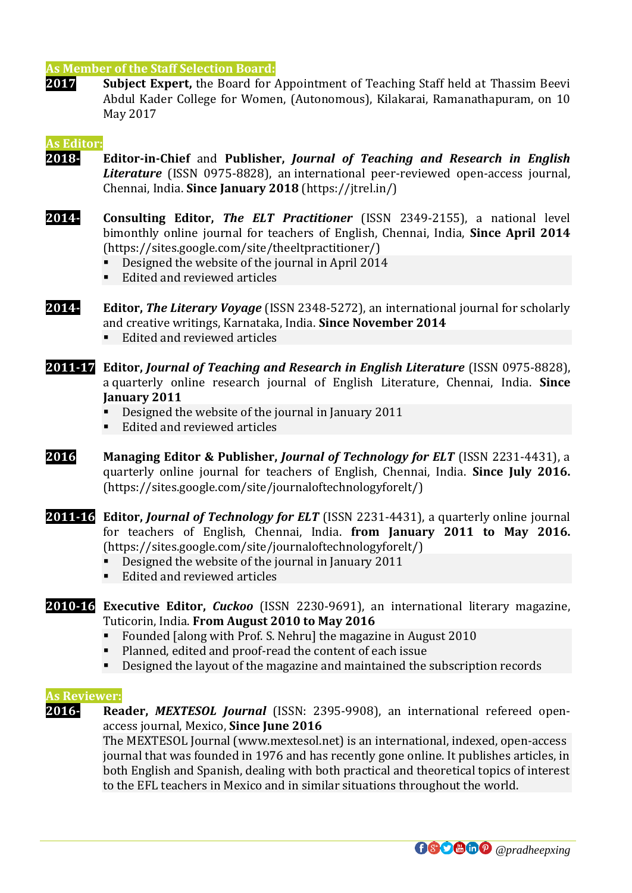## As Member of the Staff Selection Board:

**2017** **Subject Expert,** the Board for Appointment of Teaching Staff held at Thassim Beevi Abdul Kader College for Women, (Autonomous), Kilakarai, Ramanathapuram, on 10 May 2017

## As Editor:

**2018-** **Editor-in-Chief** and **Publisher,** ***Journal of Teaching and Research in English Literature*** (ISSN 0975-8828), an international peer-reviewed open-access journal, Chennai, India. **Since January 2018** (https://jtrel.in/)

**2014-** **Consulting Editor,** ***The ELT Practitioner*** (ISSN 2349-2155), a national level bimonthly online journal for teachers of English, Chennai, India, **Since April 2014** (https://sites.google.com/site/theeltpractitioner/)

- Designed the website of the journal in April 2014
- Edited and reviewed articles

**2014-** **Editor,** ***The Literary Voyage*** (ISSN 2348-5272), an international journal for scholarly and creative writings, Karnataka, India. **Since November 2014**

- Edited and reviewed articles

**2011-17** **Editor,** ***Journal of Teaching and Research in English Literature*** (ISSN 0975-8828), a quarterly online research journal of English Literature, Chennai, India. **Since January 2011**

- Designed the website of the journal in January 2011
- Edited and reviewed articles

**2016** **Managing Editor & Publisher,** ***Journal of Technology for ELT*** (ISSN 2231-4431), a quarterly online journal for teachers of English, Chennai, India. **Since July 2016.** (https://sites.google.com/site/journaloftechnologyforelt/)

**2011-16** **Editor,** ***Journal of Technology for ELT*** (ISSN 2231-4431), a quarterly online journal for teachers of English, Chennai, India. **from January 2011 to May 2016.** (https://sites.google.com/site/journaloftechnologyforelt/)

- Designed the website of the journal in January 2011
- Edited and reviewed articles

**2010-16** **Executive Editor,** ***Cuckoo*** (ISSN 2230-9691), an international literary magazine, Tuticorin, India. **From August 2010 to May 2016**

- Founded [along with Prof. S. Nehru] the magazine in August 2010
- Planned, edited and proof-read the content of each issue
- Designed the layout of the magazine and maintained the subscription records

## As Reviewer:

**2016-** **Reader,** ***MEXTESOL Journal*** (ISSN: 2395-9908), an international refereed open-access journal, Mexico, **Since June 2016**

The MEXTESOL Journal (www.mextesol.net) is an international, indexed, open-access journal that was founded in 1976 and has recently gone online. It publishes articles, in both English and Spanish, dealing with both practical and theoretical topics of interest to the EFL teachers in Mexico and in similar situations throughout the world.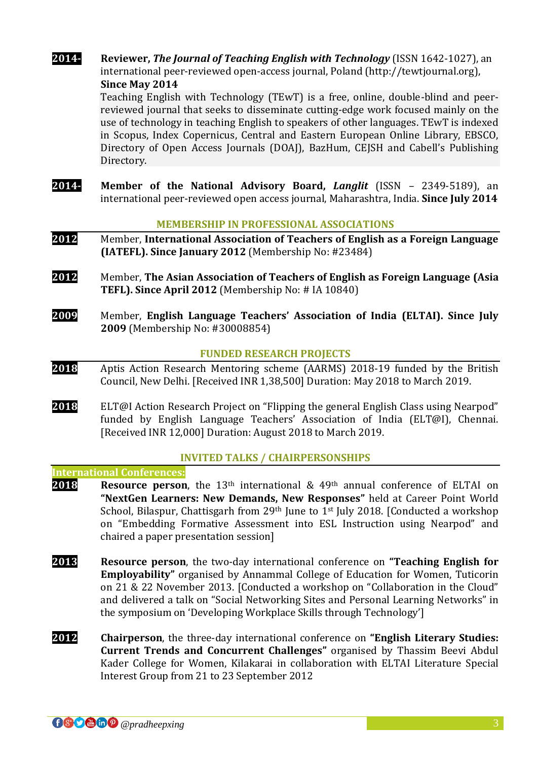**2014-** **Reviewer, *The Journal of Teaching English with Technology*** (ISSN 1642-1027), an international peer-reviewed open-access journal, Poland (http://tewtjournal.org), **Since May 2014**

Teaching English with Technology (TEwT) is a free, online, double-blind and peer-reviewed journal that seeks to disseminate cutting-edge work focused mainly on the use of technology in teaching English to speakers of other languages. TEwT is indexed in Scopus, Index Copernicus, Central and Eastern European Online Library, EBSCO, Directory of Open Access Journals (DOAJ), BazHum, CEJSH and Cabell's Publishing Directory.

**2014-** **Member of the National Advisory Board, *Langlit*** (ISSN – 2349-5189), an international peer-reviewed open access journal, Maharashtra, India. **Since July 2014**

## MEMBERSHIP IN PROFESSIONAL ASSOCIATIONS

**2012** Member, **International Association of Teachers of English as a Foreign Language (IATEFL). Since January 2012** (Membership No: #23484)

**2012** Member, **The Asian Association of Teachers of English as Foreign Language (Asia TEFL). Since April 2012** (Membership No: # IA 10840)

**2009** Member, **English Language Teachers' Association of India (ELTAI). Since July 2009** (Membership No: #30008854)

## FUNDED RESEARCH PROJECTS

**2018** Aptis Action Research Mentoring scheme (AARMS) 2018-19 funded by the British Council, New Delhi. [Received INR 1,38,500] Duration: May 2018 to March 2019.

**2018** ELT@I Action Research Project on "Flipping the general English Class using Nearpod" funded by English Language Teachers' Association of India (ELT@I), Chennai. [Received INR 12,000] Duration: August 2018 to March 2019.

## INVITED TALKS / CHAIRPERSONSHIPS

### International Conferences:

**2018** **Resource person**, the 13th international & 49th annual conference of ELTAI on **"NextGen Learners: New Demands, New Responses"** held at Career Point World School, Bilaspur, Chattisgarh from 29th June to 1st July 2018. [Conducted a workshop on "Embedding Formative Assessment into ESL Instruction using Nearpod" and chaired a paper presentation session]

**2013** **Resource person**, the two-day international conference on **"Teaching English for Employability"** organised by Annammal College of Education for Women, Tuticorin on 21 & 22 November 2013. [Conducted a workshop on "Collaboration in the Cloud" and delivered a talk on "Social Networking Sites and Personal Learning Networks" in the symposium on 'Developing Workplace Skills through Technology']

**2012** **Chairperson**, the three-day international conference on **"English Literary Studies: Current Trends and Concurrent Challenges"** organised by Thassim Beevi Abdul Kader College for Women, Kilakarai in collaboration with ELTAI Literature Special Interest Group from 21 to 23 September 2012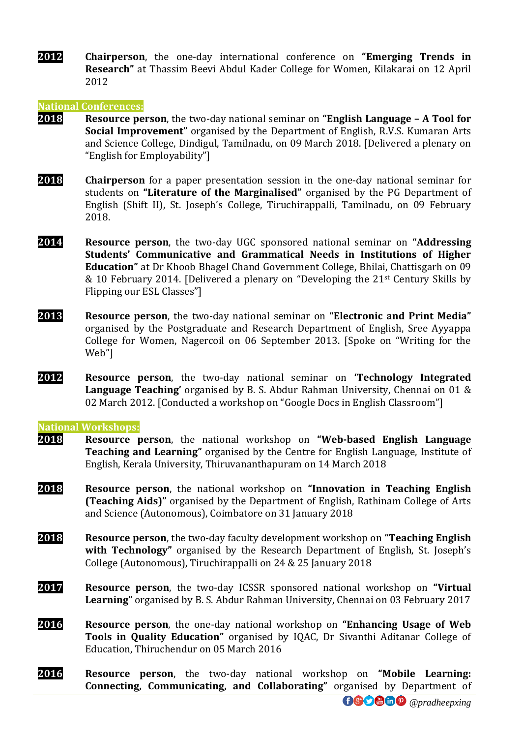**2012** **Chairperson**, the one-day international conference on **"Emerging Trends in Research"** at Thassim Beevi Abdul Kader College for Women, Kilakarai on 12 April 2012

### National Conferences:

**2018** **Resource person**, the two-day national seminar on **"English Language – A Tool for Social Improvement"** organised by the Department of English, R.V.S. Kumaran Arts and Science College, Dindigul, Tamilnadu, on 09 March 2018. [Delivered a plenary on "English for Employability"]

**2018** **Chairperson** for a paper presentation session in the one-day national seminar for students on **"Literature of the Marginalised"** organised by the PG Department of English (Shift II), St. Joseph's College, Tiruchirappalli, Tamilnadu, on 09 February 2018.

**2014** **Resource person**, the two-day UGC sponsored national seminar on **"Addressing Students' Communicative and Grammatical Needs in Institutions of Higher Education"** at Dr Khoob Bhagel Chand Government College, Bhilai, Chattisgarh on 09 & 10 February 2014. [Delivered a plenary on "Developing the 21st Century Skills by Flipping our ESL Classes"]

**2013** **Resource person**, the two-day national seminar on **"Electronic and Print Media"** organised by the Postgraduate and Research Department of English, Sree Ayyappa College for Women, Nagercoil on 06 September 2013. [Spoke on "Writing for the Web"]

**2012** **Resource person**, the two-day national seminar on **'Technology Integrated Language Teaching'** organised by B. S. Abdur Rahman University, Chennai on 01 & 02 March 2012. [Conducted a workshop on "Google Docs in English Classroom"]

### National Workshops:

**2018** **Resource person**, the national workshop on **"Web-based English Language Teaching and Learning"** organised by the Centre for English Language, Institute of English, Kerala University, Thiruvananthapuram on 14 March 2018

**2018** **Resource person**, the national workshop on **"Innovation in Teaching English (Teaching Aids)"** organised by the Department of English, Rathinam College of Arts and Science (Autonomous), Coimbatore on 31 January 2018

**2018** **Resource person**, the two-day faculty development workshop on **"Teaching English with Technology"** organised by the Research Department of English, St. Joseph's College (Autonomous), Tiruchirappalli on 24 & 25 January 2018

**2017** **Resource person**, the two-day ICSSR sponsored national workshop on **"Virtual Learning"** organised by B. S. Abdur Rahman University, Chennai on 03 February 2017

**2016** **Resource person**, the one-day national workshop on **"Enhancing Usage of Web Tools in Quality Education"** organised by IQAC, Dr Sivanthi Aditanar College of Education, Thiruchendur on 05 March 2016

**2016** **Resource person**, the two-day national workshop on **"Mobile Learning: Connecting, Communicating, and Collaborating"** organised by Department of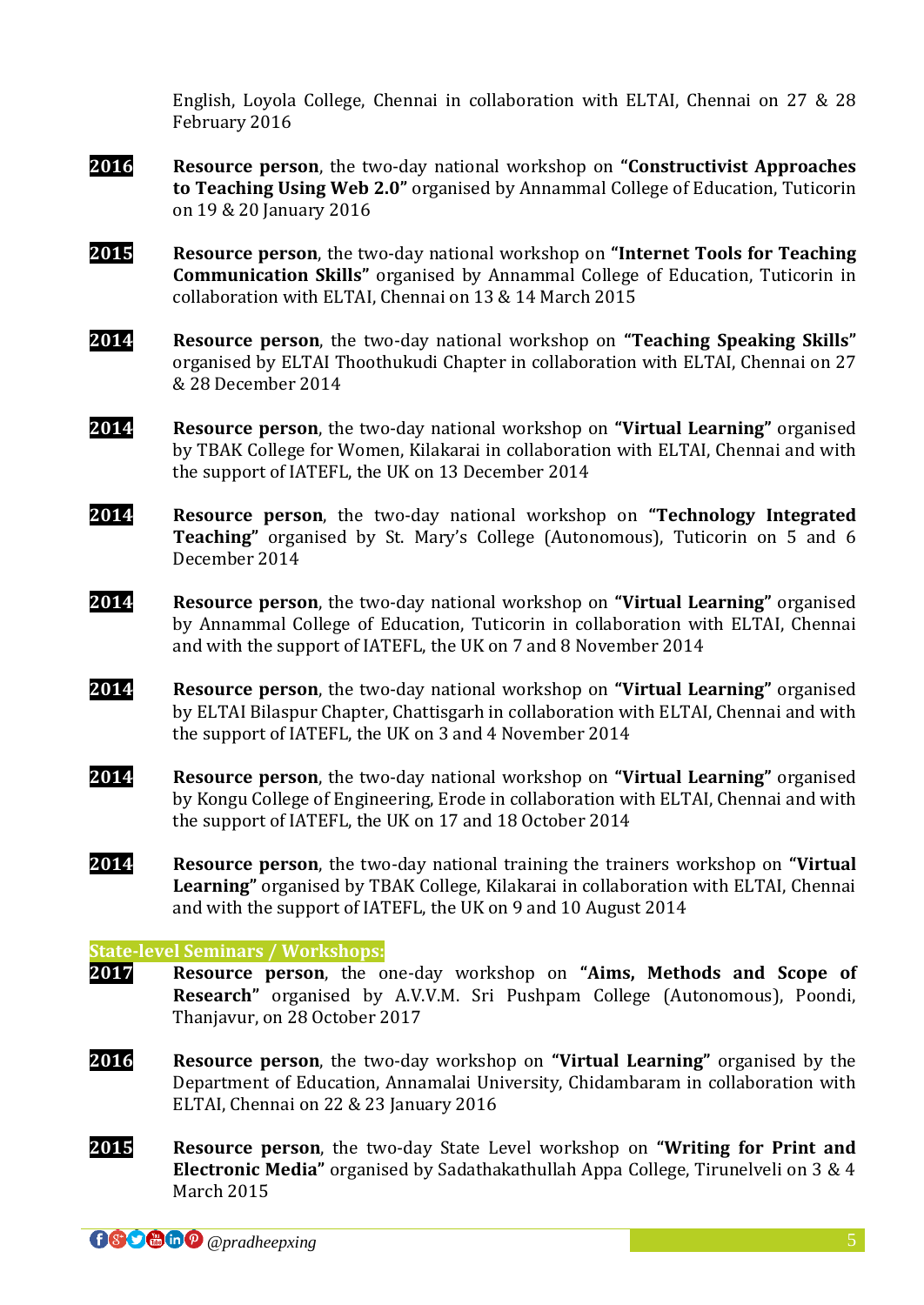English, Loyola College, Chennai in collaboration with ELTAI, Chennai on 27 & 28 February 2016

**2016** **Resource person**, the two-day national workshop on **"Constructivist Approaches to Teaching Using Web 2.0"** organised by Annammal College of Education, Tuticorin on 19 & 20 January 2016

**2015** **Resource person**, the two-day national workshop on **"Internet Tools for Teaching Communication Skills"** organised by Annammal College of Education, Tuticorin in collaboration with ELTAI, Chennai on 13 & 14 March 2015

**2014** **Resource person**, the two-day national workshop on **"Teaching Speaking Skills"** organised by ELTAI Thoothukudi Chapter in collaboration with ELTAI, Chennai on 27 & 28 December 2014

**2014** **Resource person**, the two-day national workshop on **"Virtual Learning"** organised by TBAK College for Women, Kilakarai in collaboration with ELTAI, Chennai and with the support of IATEFL, the UK on 13 December 2014

**2014** **Resource person**, the two-day national workshop on **"Technology Integrated Teaching"** organised by St. Mary's College (Autonomous), Tuticorin on 5 and 6 December 2014

**2014** **Resource person**, the two-day national workshop on **"Virtual Learning"** organised by Annammal College of Education, Tuticorin in collaboration with ELTAI, Chennai and with the support of IATEFL, the UK on 7 and 8 November 2014

**2014** **Resource person**, the two-day national workshop on **"Virtual Learning"** organised by ELTAI Bilaspur Chapter, Chattisgarh in collaboration with ELTAI, Chennai and with the support of IATEFL, the UK on 3 and 4 November 2014

**2014** **Resource person**, the two-day national workshop on **"Virtual Learning"** organised by Kongu College of Engineering, Erode in collaboration with ELTAI, Chennai and with the support of IATEFL, the UK on 17 and 18 October 2014

**2014** **Resource person**, the two-day national training the trainers workshop on **"Virtual Learning"** organised by TBAK College, Kilakarai in collaboration with ELTAI, Chennai and with the support of IATEFL, the UK on 9 and 10 August 2014

**State-level Seminars / Workshops:**

**2017** **Resource person**, the one-day workshop on **"Aims, Methods and Scope of Research"** organised by A.V.V.M. Sri Pushpam College (Autonomous), Poondi, Thanjavur, on 28 October 2017

**2016** **Resource person**, the two-day workshop on **"Virtual Learning"** organised by the Department of Education, Annamalai University, Chidambaram in collaboration with ELTAI, Chennai on 22 & 23 January 2016

**2015** **Resource person**, the two-day State Level workshop on **"Writing for Print and Electronic Media"** organised by Sadathakathullah Appa College, Tirunelveli on 3 & 4 March 2015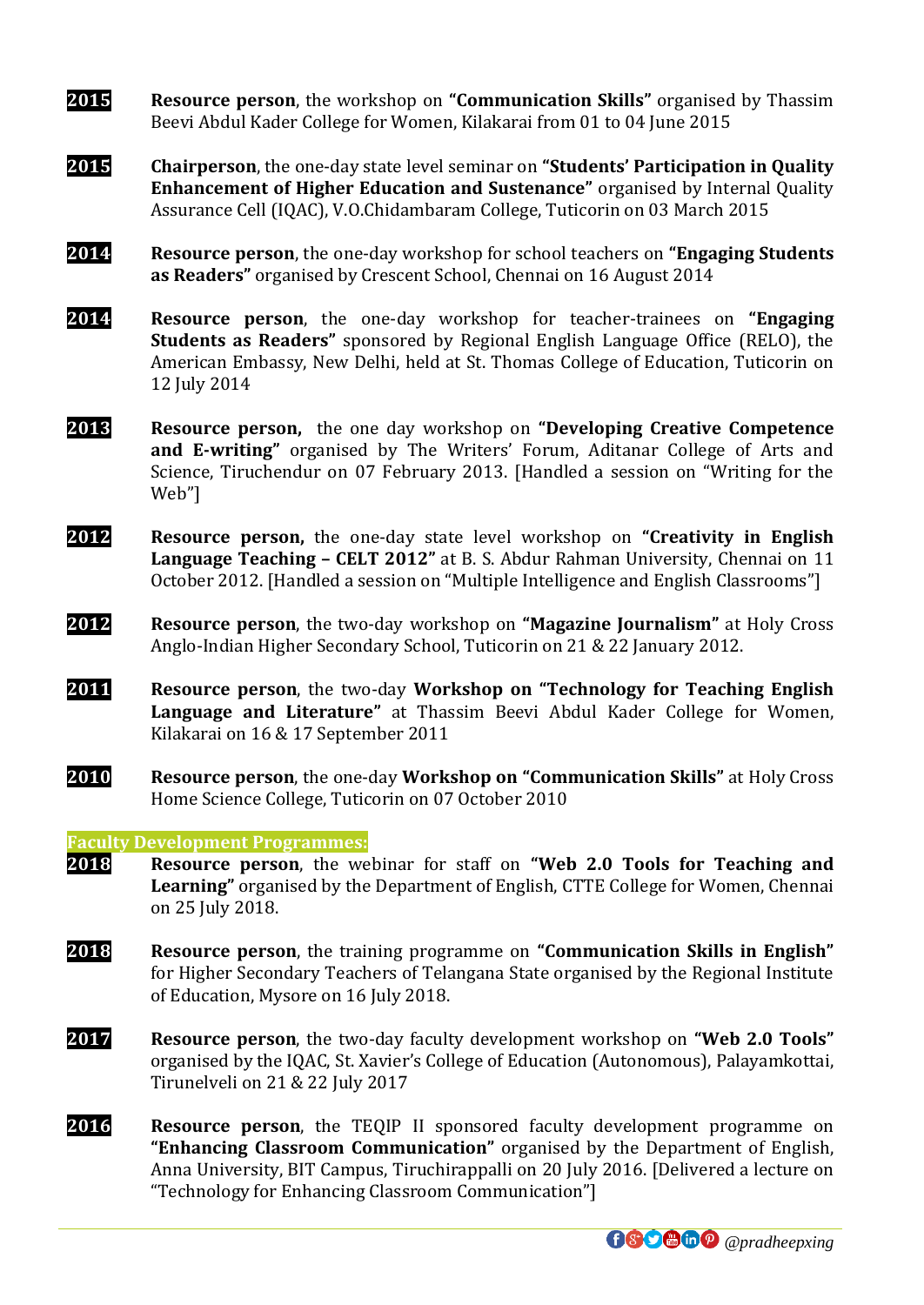**2015** **Resource person**, the workshop on **"Communication Skills"** organised by Thassim Beevi Abdul Kader College for Women, Kilakarai from 01 to 04 June 2015

**2015** **Chairperson**, the one-day state level seminar on **"Students' Participation in Quality Enhancement of Higher Education and Sustenance"** organised by Internal Quality Assurance Cell (IQAC), V.O.Chidambaram College, Tuticorin on 03 March 2015

**2014** **Resource person**, the one-day workshop for school teachers on **"Engaging Students as Readers"** organised by Crescent School, Chennai on 16 August 2014

**2014** **Resource person**, the one-day workshop for teacher-trainees on **"Engaging Students as Readers"** sponsored by Regional English Language Office (RELO), the American Embassy, New Delhi, held at St. Thomas College of Education, Tuticorin on 12 July 2014

**2013** **Resource person,** the one day workshop on **"Developing Creative Competence and E-writing"** organised by The Writers' Forum, Aditanar College of Arts and Science, Tiruchendur on 07 February 2013. [Handled a session on "Writing for the Web"]

**2012** **Resource person,** the one-day state level workshop on **"Creativity in English Language Teaching – CELT 2012"** at B. S. Abdur Rahman University, Chennai on 11 October 2012. [Handled a session on "Multiple Intelligence and English Classrooms"]

**2012** **Resource person**, the two-day workshop on **"Magazine Journalism"** at Holy Cross Anglo-Indian Higher Secondary School, Tuticorin on 21 & 22 January 2012.

**2011** **Resource person**, the two-day **Workshop on "Technology for Teaching English Language and Literature"** at Thassim Beevi Abdul Kader College for Women, Kilakarai on 16 & 17 September 2011

**2010** **Resource person**, the one-day **Workshop on "Communication Skills"** at Holy Cross Home Science College, Tuticorin on 07 October 2010

**Faculty Development Programmes:**

**2018** **Resource person**, the webinar for staff on **"Web 2.0 Tools for Teaching and Learning"** organised by the Department of English, CTTE College for Women, Chennai on 25 July 2018.

**2018** **Resource person**, the training programme on **"Communication Skills in English"** for Higher Secondary Teachers of Telangana State organised by the Regional Institute of Education, Mysore on 16 July 2018.

**2017** **Resource person**, the two-day faculty development workshop on **"Web 2.0 Tools"** organised by the IQAC, St. Xavier's College of Education (Autonomous), Palayamkottai, Tirunelveli on 21 & 22 July 2017

**2016** **Resource person**, the TEQIP II sponsored faculty development programme on **"Enhancing Classroom Communication"** organised by the Department of English, Anna University, BIT Campus, Tiruchirappalli on 20 July 2016. [Delivered a lecture on "Technology for Enhancing Classroom Communication"]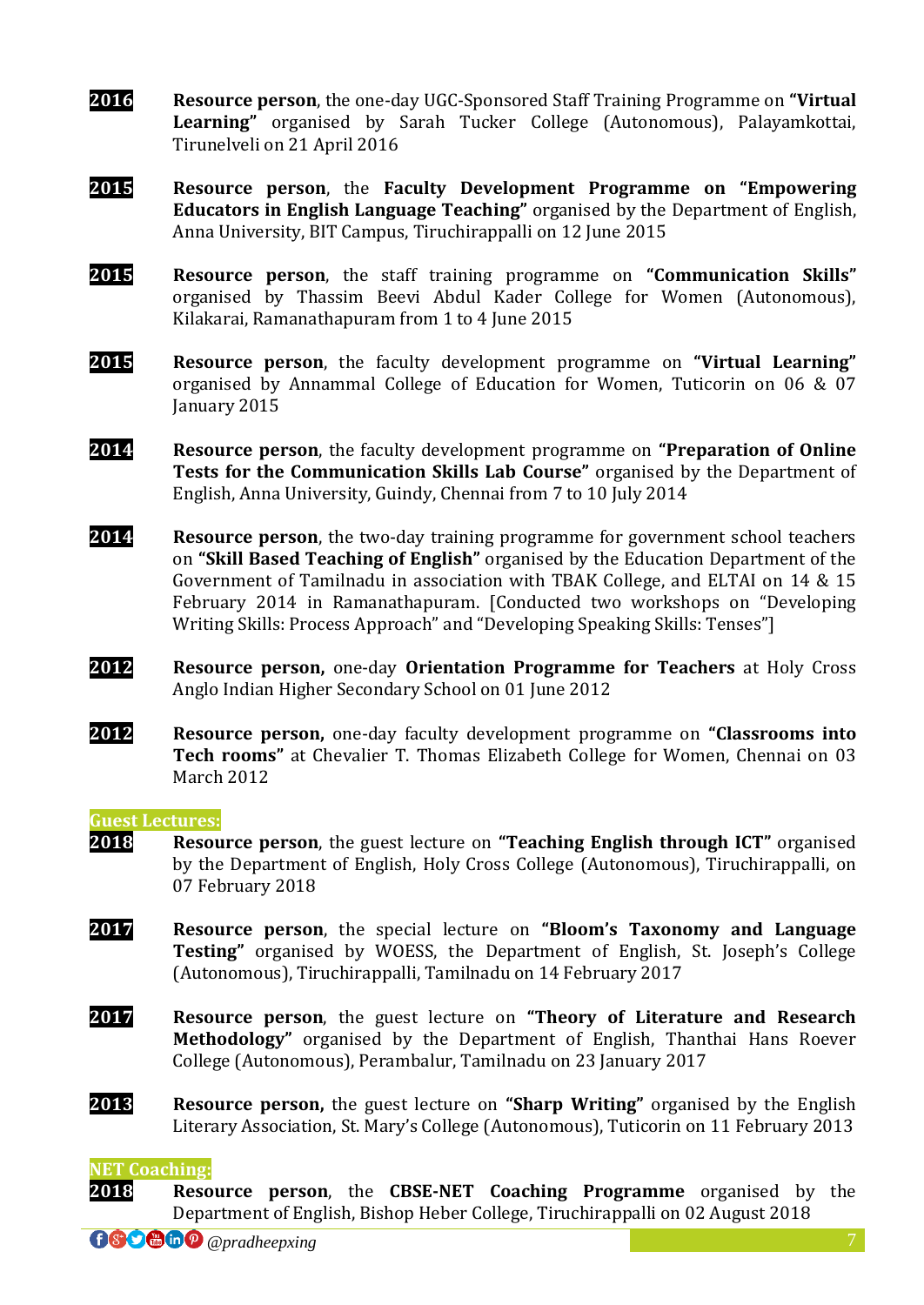**2016** **Resource person**, the one-day UGC-Sponsored Staff Training Programme on **"Virtual Learning"** organised by Sarah Tucker College (Autonomous), Palayamkottai, Tirunelveli on 21 April 2016

**2015** **Resource person**, the **Faculty Development Programme on "Empowering Educators in English Language Teaching"** organised by the Department of English, Anna University, BIT Campus, Tiruchirappalli on 12 June 2015

**2015** **Resource person**, the staff training programme on **"Communication Skills"** organised by Thassim Beevi Abdul Kader College for Women (Autonomous), Kilakarai, Ramanathapuram from 1 to 4 June 2015

**2015** **Resource person**, the faculty development programme on **"Virtual Learning"** organised by Annammal College of Education for Women, Tuticorin on 06 & 07 January 2015

**2014** **Resource person**, the faculty development programme on **"Preparation of Online Tests for the Communication Skills Lab Course"** organised by the Department of English, Anna University, Guindy, Chennai from 7 to 10 July 2014

**2014** **Resource person**, the two-day training programme for government school teachers on **"Skill Based Teaching of English"** organised by the Education Department of the Government of Tamilnadu in association with TBAK College, and ELTAI on 14 & 15 February 2014 in Ramanathapuram. [Conducted two workshops on "Developing Writing Skills: Process Approach" and "Developing Speaking Skills: Tenses"]

**2012** **Resource person,** one-day **Orientation Programme for Teachers** at Holy Cross Anglo Indian Higher Secondary School on 01 June 2012

**2012** **Resource person,** one-day faculty development programme on **"Classrooms into Tech rooms"** at Chevalier T. Thomas Elizabeth College for Women, Chennai on 03 March 2012

**Guest Lectures:**

**2018** **Resource person**, the guest lecture on **"Teaching English through ICT"** organised by the Department of English, Holy Cross College (Autonomous), Tiruchirappalli, on 07 February 2018

**2017** **Resource person**, the special lecture on **"Bloom's Taxonomy and Language Testing"** organised by WOESS, the Department of English, St. Joseph's College (Autonomous), Tiruchirappalli, Tamilnadu on 14 February 2017

**2017** **Resource person**, the guest lecture on **"Theory of Literature and Research Methodology"** organised by the Department of English, Thanthai Hans Roever College (Autonomous), Perambalur, Tamilnadu on 23 January 2017

**2013** **Resource person,** the guest lecture on **"Sharp Writing"** organised by the English Literary Association, St. Mary's College (Autonomous), Tuticorin on 11 February 2013

**NET Coaching:**

**2018** **Resource person**, the **CBSE-NET Coaching Programme** organised by the Department of English, Bishop Heber College, Tiruchirappalli on 02 August 2018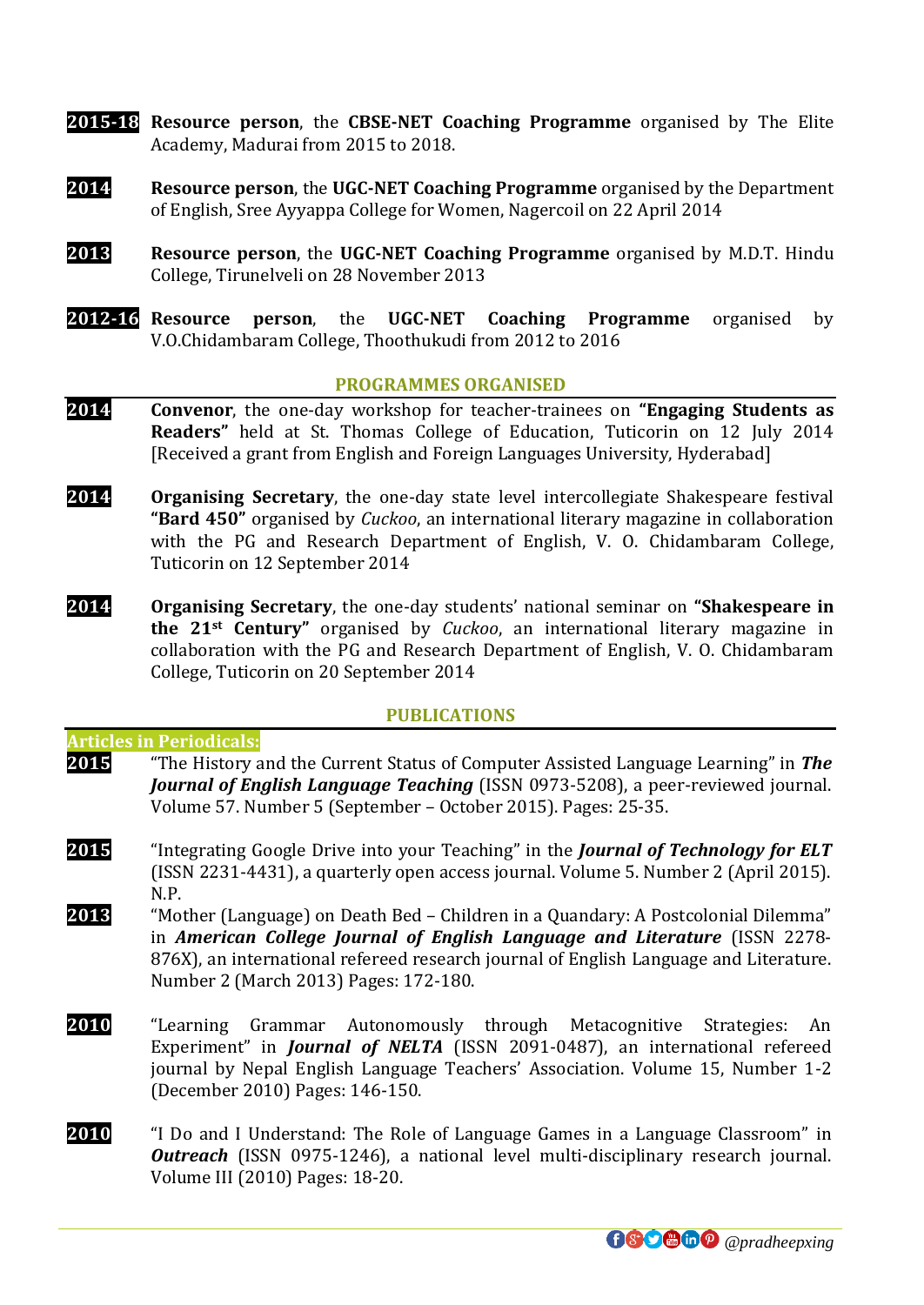**2015-18** **Resource person**, the **CBSE-NET Coaching Programme** organised by The Elite Academy, Madurai from 2015 to 2018.

**2014** **Resource person**, the **UGC-NET Coaching Programme** organised by the Department of English, Sree Ayyappa College for Women, Nagercoil on 22 April 2014

**2013** **Resource person**, the **UGC-NET Coaching Programme** organised by M.D.T. Hindu College, Tirunelveli on 28 November 2013

**2012-16** **Resource person**, the **UGC-NET Coaching Programme** organised by V.O.Chidambaram College, Thoothukudi from 2012 to 2016

## PROGRAMMES ORGANISED

**2014** **Convenor**, the one-day workshop for teacher-trainees on **"Engaging Students as Readers"** held at St. Thomas College of Education, Tuticorin on 12 July 2014 [Received a grant from English and Foreign Languages University, Hyderabad]

**2014** **Organising Secretary**, the one-day state level intercollegiate Shakespeare festival **"Bard 450"** organised by *Cuckoo*, an international literary magazine in collaboration with the PG and Research Department of English, V. O. Chidambaram College, Tuticorin on 12 September 2014

**2014** **Organising Secretary**, the one-day students' national seminar on **"Shakespeare in the 21st Century"** organised by *Cuckoo*, an international literary magazine in collaboration with the PG and Research Department of English, V. O. Chidambaram College, Tuticorin on 20 September 2014

## PUBLICATIONS

### Articles in Periodicals:

**2015** "The History and the Current Status of Computer Assisted Language Learning" in ***The Journal of English Language Teaching*** (ISSN 0973-5208), a peer-reviewed journal. Volume 57. Number 5 (September – October 2015). Pages: 25-35.

**2015** "Integrating Google Drive into your Teaching" in the ***Journal of Technology for ELT*** (ISSN 2231-4431), a quarterly open access journal. Volume 5. Number 2 (April 2015). N.P.

**2013** "Mother (Language) on Death Bed – Children in a Quandary: A Postcolonial Dilemma" in ***American College Journal of English Language and Literature*** (ISSN 2278-876X), an international refereed research journal of English Language and Literature. Number 2 (March 2013) Pages: 172-180.

**2010** "Learning Grammar Autonomously through Metacognitive Strategies: An Experiment" in ***Journal of NELTA*** (ISSN 2091-0487), an international refereed journal by Nepal English Language Teachers' Association. Volume 15, Number 1-2 (December 2010) Pages: 146-150.

**2010** "I Do and I Understand: The Role of Language Games in a Language Classroom" in ***Outreach*** (ISSN 0975-1246), a national level multi-disciplinary research journal. Volume III (2010) Pages: 18-20.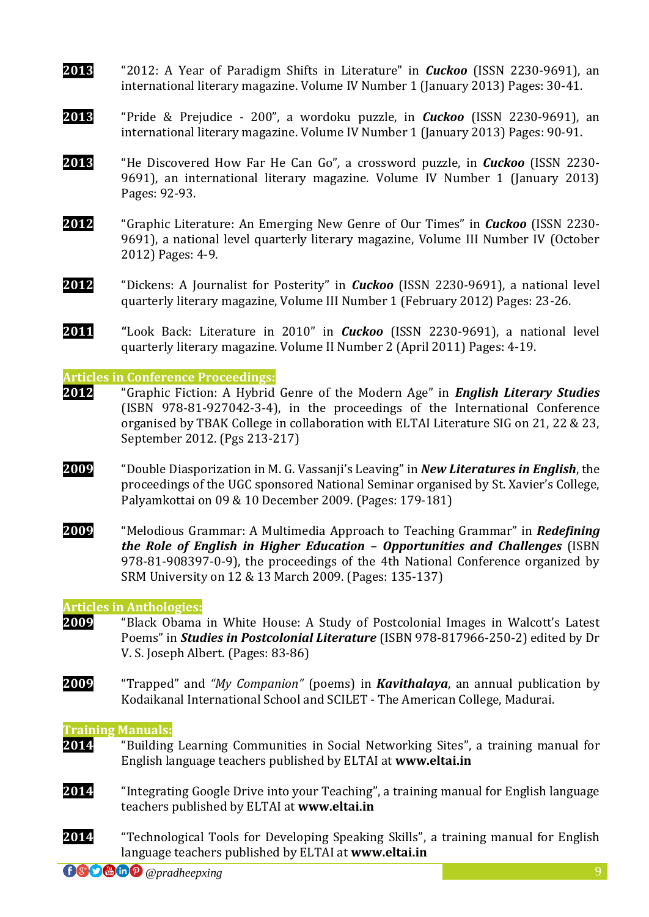**2013** "2012: A Year of Paradigm Shifts in Literature" in ***Cuckoo*** (ISSN 2230-9691), an international literary magazine. Volume IV Number 1 (January 2013) Pages: 30-41.

**2013** "Pride & Prejudice - 200", a wordoku puzzle, in ***Cuckoo*** (ISSN 2230-9691), an international literary magazine. Volume IV Number 1 (January 2013) Pages: 90-91.

**2013** "He Discovered How Far He Can Go", a crossword puzzle, in ***Cuckoo*** (ISSN 2230-9691), an international literary magazine. Volume IV Number 1 (January 2013) Pages: 92-93.

**2012** "Graphic Literature: An Emerging New Genre of Our Times" in ***Cuckoo*** (ISSN 2230-9691), a national level quarterly literary magazine, Volume III Number IV (October 2012) Pages: 4-9.

**2012** "Dickens: A Journalist for Posterity" in ***Cuckoo*** (ISSN 2230-9691), a national level quarterly literary magazine, Volume III Number 1 (February 2012) Pages: 23-26.

**2011** **"**Look Back: Literature in 2010" in ***Cuckoo*** (ISSN 2230-9691), a national level quarterly literary magazine. Volume II Number 2 (April 2011) Pages: 4-19.

### Articles in Conference Proceedings:

**2012** "Graphic Fiction: A Hybrid Genre of the Modern Age" in ***English Literary Studies*** (ISBN 978-81-927042-3-4), in the proceedings of the International Conference organised by TBAK College in collaboration with ELTAI Literature SIG on 21, 22 & 23, September 2012. (Pgs 213-217)

**2009** "Double Diasporization in M. G. Vassanji's Leaving" in ***New Literatures in English***, the proceedings of the UGC sponsored National Seminar organised by St. Xavier's College, Palyamkottai on 09 & 10 December 2009. (Pages: 179-181)

**2009** "Melodious Grammar: A Multimedia Approach to Teaching Grammar" in ***Redefining the Role of English in Higher Education – Opportunities and Challenges*** (ISBN 978-81-908397-0-9), the proceedings of the 4th National Conference organized by SRM University on 12 & 13 March 2009. (Pages: 135-137)

### Articles in Anthologies:

**2009** "Black Obama in White House: A Study of Postcolonial Images in Walcott's Latest Poems" in ***Studies in Postcolonial Literature*** (ISBN 978-817966-250-2) edited by Dr V. S. Joseph Albert. (Pages: 83-86)

**2009** "Trapped" and *"My Companion"* (poems) in ***Kavithalaya***, an annual publication by Kodaikanal International School and SCILET - The American College, Madurai.

### Training Manuals:

**2014** "Building Learning Communities in Social Networking Sites", a training manual for English language teachers published by ELTAI at **www.eltai.in**

**2014** "Integrating Google Drive into your Teaching", a training manual for English language teachers published by ELTAI at **www.eltai.in**

**2014** "Technological Tools for Developing Speaking Skills", a training manual for English language teachers published by ELTAI at **www.eltai.in**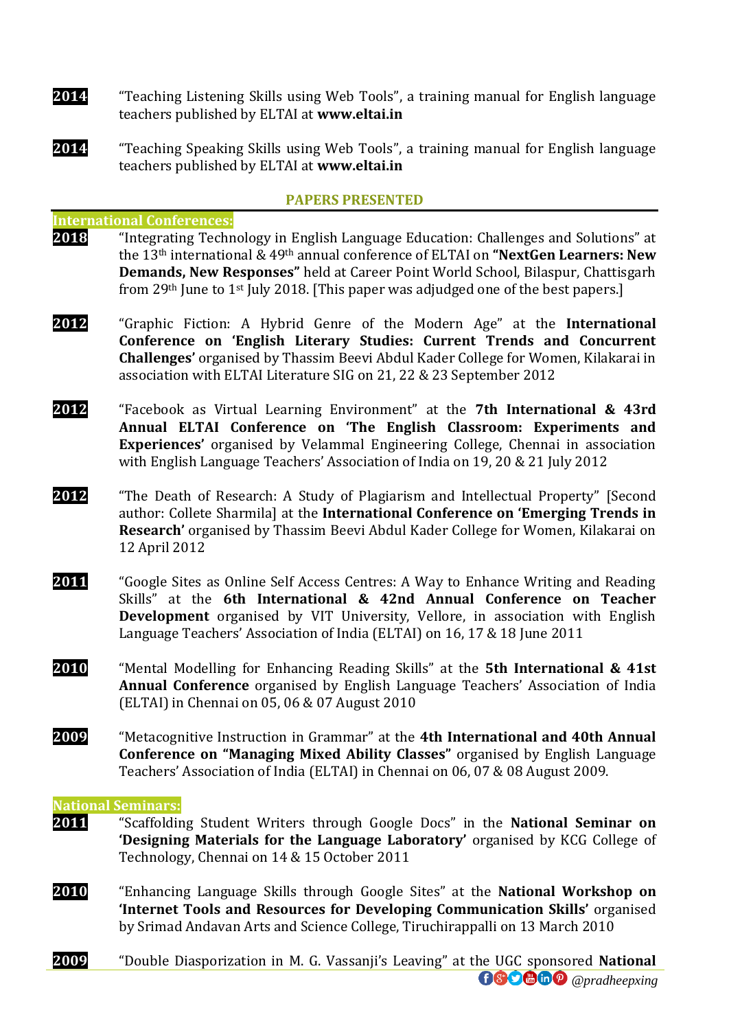**2014** "Teaching Listening Skills using Web Tools", a training manual for English language teachers published by ELTAI at **www.eltai.in**

**2014** "Teaching Speaking Skills using Web Tools", a training manual for English language teachers published by ELTAI at **www.eltai.in**

## PAPERS PRESENTED

### International Conferences:

**2018** "Integrating Technology in English Language Education: Challenges and Solutions" at the 13th international & 49th annual conference of ELTAI on **"NextGen Learners: New Demands, New Responses"** held at Career Point World School, Bilaspur, Chattisgarh from 29th June to 1st July 2018. [This paper was adjudged one of the best papers.]

**2012** "Graphic Fiction: A Hybrid Genre of the Modern Age" at the **International Conference on 'English Literary Studies: Current Trends and Concurrent Challenges'** organised by Thassim Beevi Abdul Kader College for Women, Kilakarai in association with ELTAI Literature SIG on 21, 22 & 23 September 2012

**2012** "Facebook as Virtual Learning Environment" at the **7th International & 43rd Annual ELTAI Conference on 'The English Classroom: Experiments and Experiences'** organised by Velammal Engineering College, Chennai in association with English Language Teachers' Association of India on 19, 20 & 21 July 2012

**2012** "The Death of Research: A Study of Plagiarism and Intellectual Property" [Second author: Collete Sharmila] at the **International Conference on 'Emerging Trends in Research'** organised by Thassim Beevi Abdul Kader College for Women, Kilakarai on 12 April 2012

**2011** "Google Sites as Online Self Access Centres: A Way to Enhance Writing and Reading Skills" at the **6th International & 42nd Annual Conference on Teacher Development** organised by VIT University, Vellore, in association with English Language Teachers' Association of India (ELTAI) on 16, 17 & 18 June 2011

**2010** "Mental Modelling for Enhancing Reading Skills" at the **5th International & 41st Annual Conference** organised by English Language Teachers' Association of India (ELTAI) in Chennai on 05, 06 & 07 August 2010

**2009** "Metacognitive Instruction in Grammar" at the **4th International and 40th Annual Conference on "Managing Mixed Ability Classes"** organised by English Language Teachers' Association of India (ELTAI) in Chennai on 06, 07 & 08 August 2009.

### National Seminars:

**2011** "Scaffolding Student Writers through Google Docs" in the **National Seminar on 'Designing Materials for the Language Laboratory'** organised by KCG College of Technology, Chennai on 14 & 15 October 2011

**2010** "Enhancing Language Skills through Google Sites" at the **National Workshop on 'Internet Tools and Resources for Developing Communication Skills'** organised by Srimad Andavan Arts and Science College, Tiruchirappalli on 13 March 2010

**2009** "Double Diasporization in M. G. Vassanji's Leaving" at the UGC sponsored **National**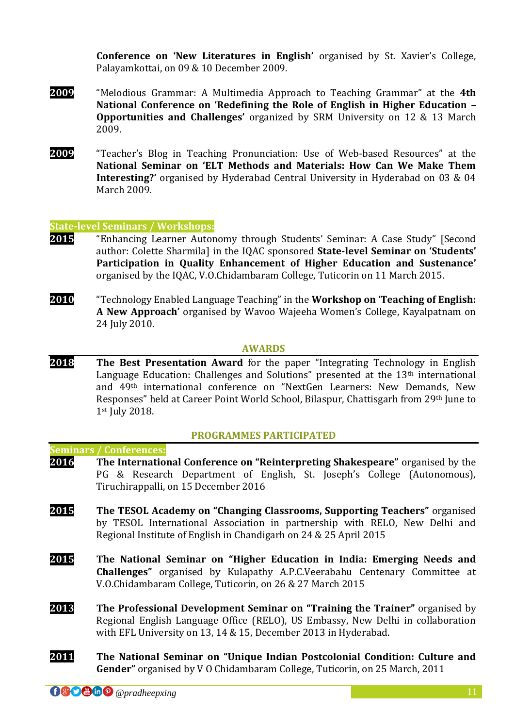**Conference on 'New Literatures in English'** organised by St. Xavier's College, Palayamkottai, on 09 & 10 December 2009.

**2009** "Melodious Grammar: A Multimedia Approach to Teaching Grammar" at the **4th National Conference on 'Redefining the Role of English in Higher Education – Opportunities and Challenges'** organized by SRM University on 12 & 13 March 2009.

**2009** "Teacher's Blog in Teaching Pronunciation: Use of Web-based Resources" at the **National Seminar on 'ELT Methods and Materials: How Can We Make Them Interesting?'** organised by Hyderabad Central University in Hyderabad on 03 & 04 March 2009.

### State-level Seminars / Workshops:

**2015** "Enhancing Learner Autonomy through Students' Seminar: A Case Study" [Second author: Colette Sharmila] in the IQAC sponsored **State-level Seminar on 'Students' Participation in Quality Enhancement of Higher Education and Sustenance'** organised by the IQAC, V.O.Chidambaram College, Tuticorin on 11 March 2015.

**2010** "Technology Enabled Language Teaching" in the **Workshop on 'Teaching of English: A New Approach'** organised by Wavoo Wajeeha Women's College, Kayalpatnam on 24 July 2010.

## AWARDS

**2018** **The Best Presentation Award** for the paper "Integrating Technology in English Language Education: Challenges and Solutions" presented at the 13th international and 49th international conference on "NextGen Learners: New Demands, New Responses" held at Career Point World School, Bilaspur, Chattisgarh from 29th June to 1st July 2018.

## PROGRAMMES PARTICIPATED

### Seminars / Conferences:

**2016** **The International Conference on "Reinterpreting Shakespeare"** organised by the PG & Research Department of English, St. Joseph's College (Autonomous), Tiruchirappalli, on 15 December 2016

**2015** **The TESOL Academy on "Changing Classrooms, Supporting Teachers"** organised by TESOL International Association in partnership with RELO, New Delhi and Regional Institute of English in Chandigarh on 24 & 25 April 2015

**2015** **The National Seminar on "Higher Education in India: Emerging Needs and Challenges"** organised by Kulapathy A.P.C.Veerabahu Centenary Committee at V.O.Chidambaram College, Tuticorin, on 26 & 27 March 2015

**2013** **The Professional Development Seminar on "Training the Trainer"** organised by Regional English Language Office (RELO), US Embassy, New Delhi in collaboration with EFL University on 13, 14 & 15, December 2013 in Hyderabad.

**2011** **The National Seminar on "Unique Indian Postcolonial Condition: Culture and Gender"** organised by V O Chidambaram College, Tuticorin, on 25 March, 2011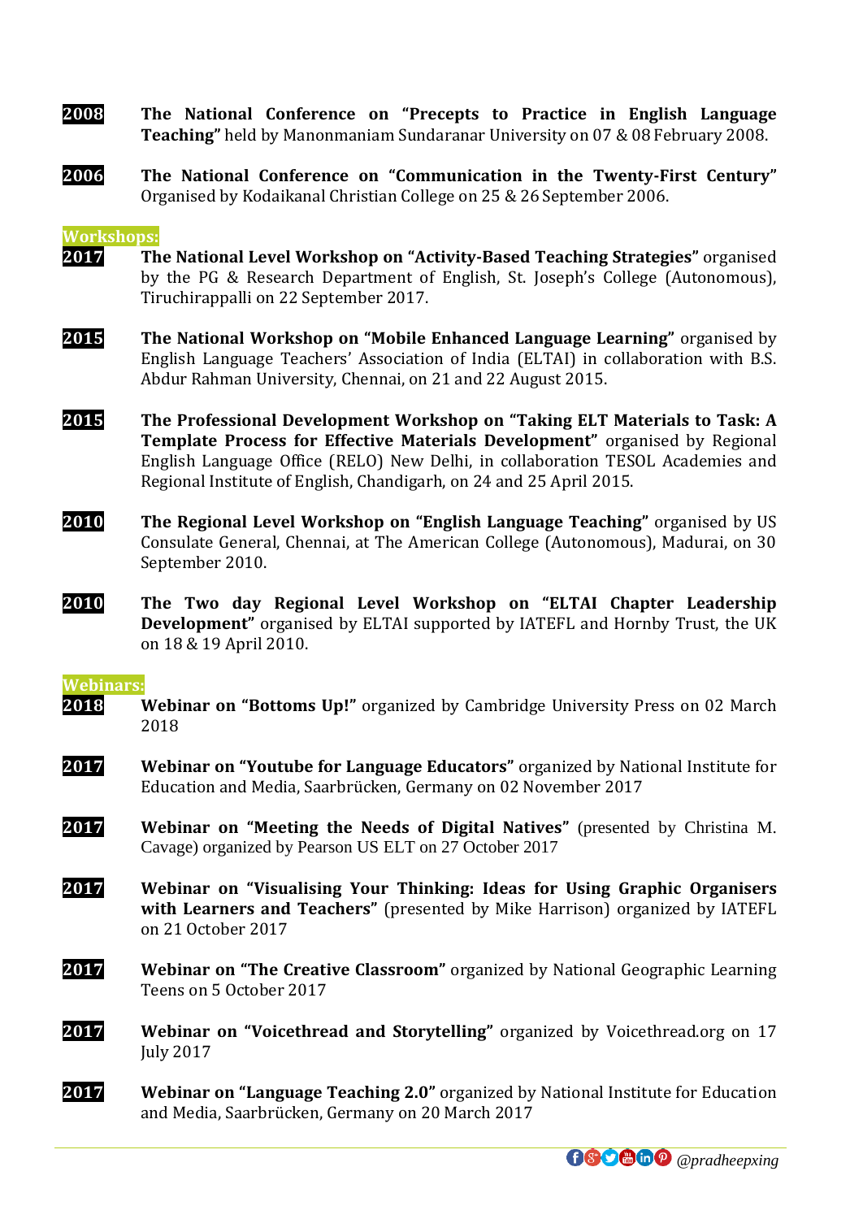**2008** **The National Conference on "Precepts to Practice in English Language Teaching"** held by Manonmaniam Sundaranar University on 07 & 08 February 2008.

**2006** **The National Conference on "Communication in the Twenty-First Century"** Organised by Kodaikanal Christian College on 25 & 26 September 2006.

**Workshops:**

**2017** **The National Level Workshop on "Activity-Based Teaching Strategies"** organised by the PG & Research Department of English, St. Joseph's College (Autonomous), Tiruchirappalli on 22 September 2017.

**2015** **The National Workshop on "Mobile Enhanced Language Learning"** organised by English Language Teachers' Association of India (ELTAI) in collaboration with B.S. Abdur Rahman University, Chennai, on 21 and 22 August 2015.

**2015** **The Professional Development Workshop on "Taking ELT Materials to Task: A Template Process for Effective Materials Development"** organised by Regional English Language Office (RELO) New Delhi, in collaboration TESOL Academies and Regional Institute of English, Chandigarh, on 24 and 25 April 2015.

**2010** **The Regional Level Workshop on "English Language Teaching"** organised by US Consulate General, Chennai, at The American College (Autonomous), Madurai, on 30 September 2010.

**2010** **The Two day Regional Level Workshop on "ELTAI Chapter Leadership Development"** organised by ELTAI supported by IATEFL and Hornby Trust, the UK on 18 & 19 April 2010.

**Webinars:**

**2018** **Webinar on "Bottoms Up!"** organized by Cambridge University Press on 02 March 2018

**2017** **Webinar on "Youtube for Language Educators"** organized by National Institute for Education and Media, Saarbrücken, Germany on 02 November 2017

**2017** **Webinar on "Meeting the Needs of Digital Natives"** (presented by Christina M. Cavage) organized by Pearson US ELT on 27 October 2017

**2017** **Webinar on "Visualising Your Thinking: Ideas for Using Graphic Organisers with Learners and Teachers"** (presented by Mike Harrison) organized by IATEFL on 21 October 2017

**2017** **Webinar on "The Creative Classroom"** organized by National Geographic Learning Teens on 5 October 2017

**2017** **Webinar on "Voicethread and Storytelling"** organized by Voicethread.org on 17 July 2017

**2017** **Webinar on "Language Teaching 2.0"** organized by National Institute for Education and Media, Saarbrücken, Germany on 20 March 2017

*@pradheepxing*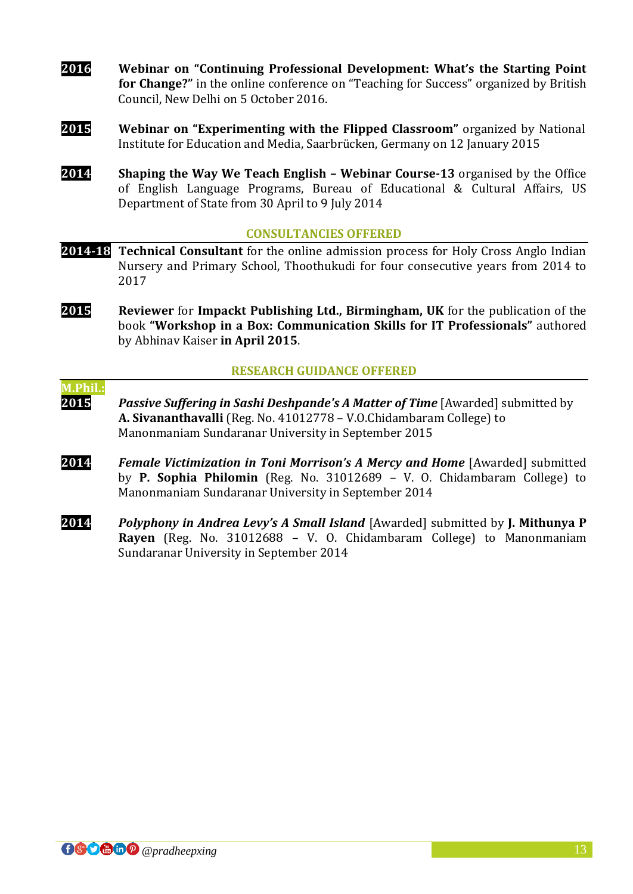**2016** **Webinar on "Continuing Professional Development: What's the Starting Point for Change?"** in the online conference on "Teaching for Success" organized by British Council, New Delhi on 5 October 2016.

**2015** **Webinar on "Experimenting with the Flipped Classroom"** organized by National Institute for Education and Media, Saarbrücken, Germany on 12 January 2015

**2014** **Shaping the Way We Teach English – Webinar Course-13** organised by the Office of English Language Programs, Bureau of Educational & Cultural Affairs, US Department of State from 30 April to 9 July 2014

## CONSULTANCIES OFFERED

**2014-18** **Technical Consultant** for the online admission process for Holy Cross Anglo Indian Nursery and Primary School, Thoothukudi for four consecutive years from 2014 to 2017

**2015** **Reviewer** for **Impackt Publishing Ltd., Birmingham, UK** for the publication of the book **"Workshop in a Box: Communication Skills for IT Professionals"** authored by Abhinav Kaiser **in April 2015**.

## RESEARCH GUIDANCE OFFERED

**M.Phil.:**

**2015** ***Passive Suffering in Sashi Deshpande's A Matter of Time*** [Awarded] submitted by **A. Sivananthavalli** (Reg. No. 41012778 – V.O.Chidambaram College) to Manonmaniam Sundaranar University in September 2015

**2014** ***Female Victimization in Toni Morrison's A Mercy and Home*** [Awarded] submitted by **P. Sophia Philomin** (Reg. No. 31012689 – V. O. Chidambaram College) to Manonmaniam Sundaranar University in September 2014

**2014** ***Polyphony in Andrea Levy's A Small Island*** [Awarded] submitted by **J. Mithunya P Rayen** (Reg. No. 31012688 – V. O. Chidambaram College) to Manonmaniam Sundaranar University in September 2014